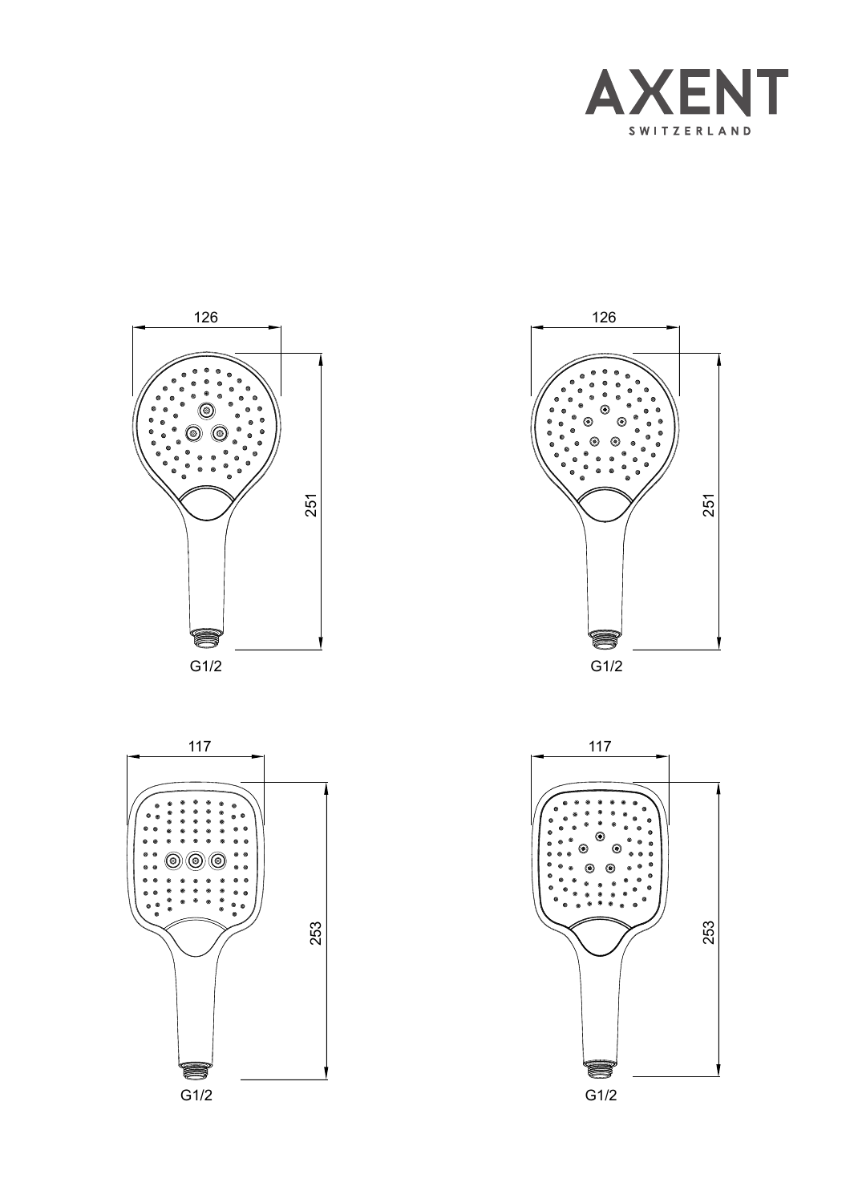AXENT

SWITZERLAND

126

251

G1/2

126

251

G1/2

117

253

G1/2

117

253

G1/2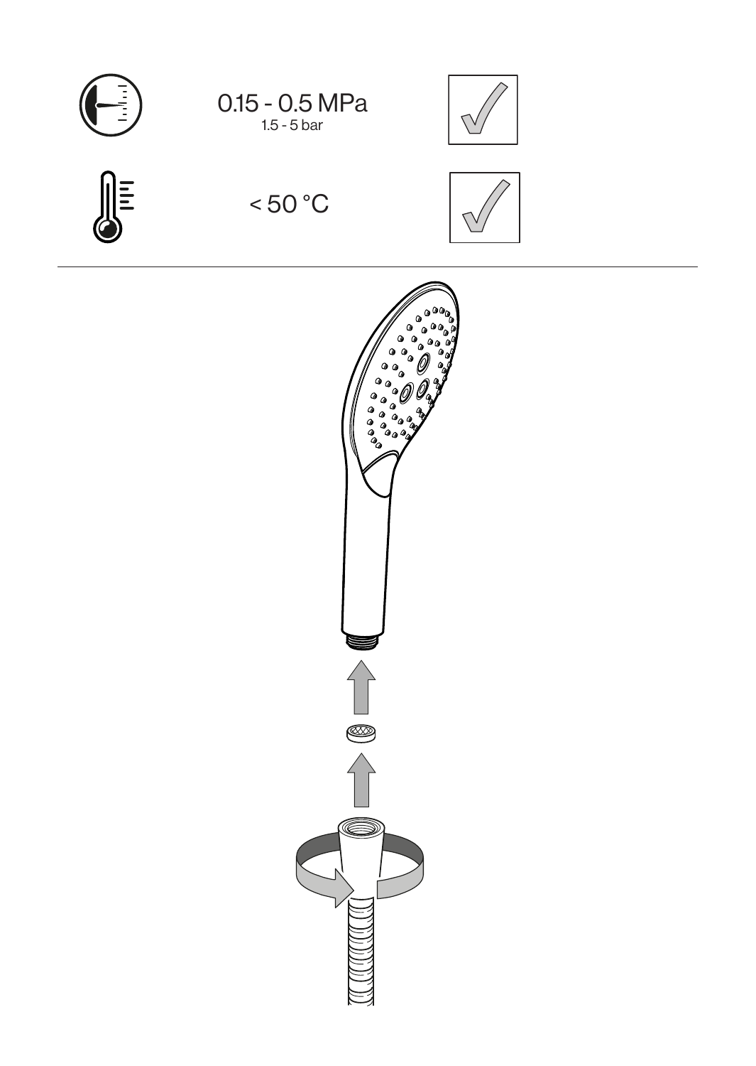0.15 - 0.5 MPa
1.5 - 5 bar

< 50 °C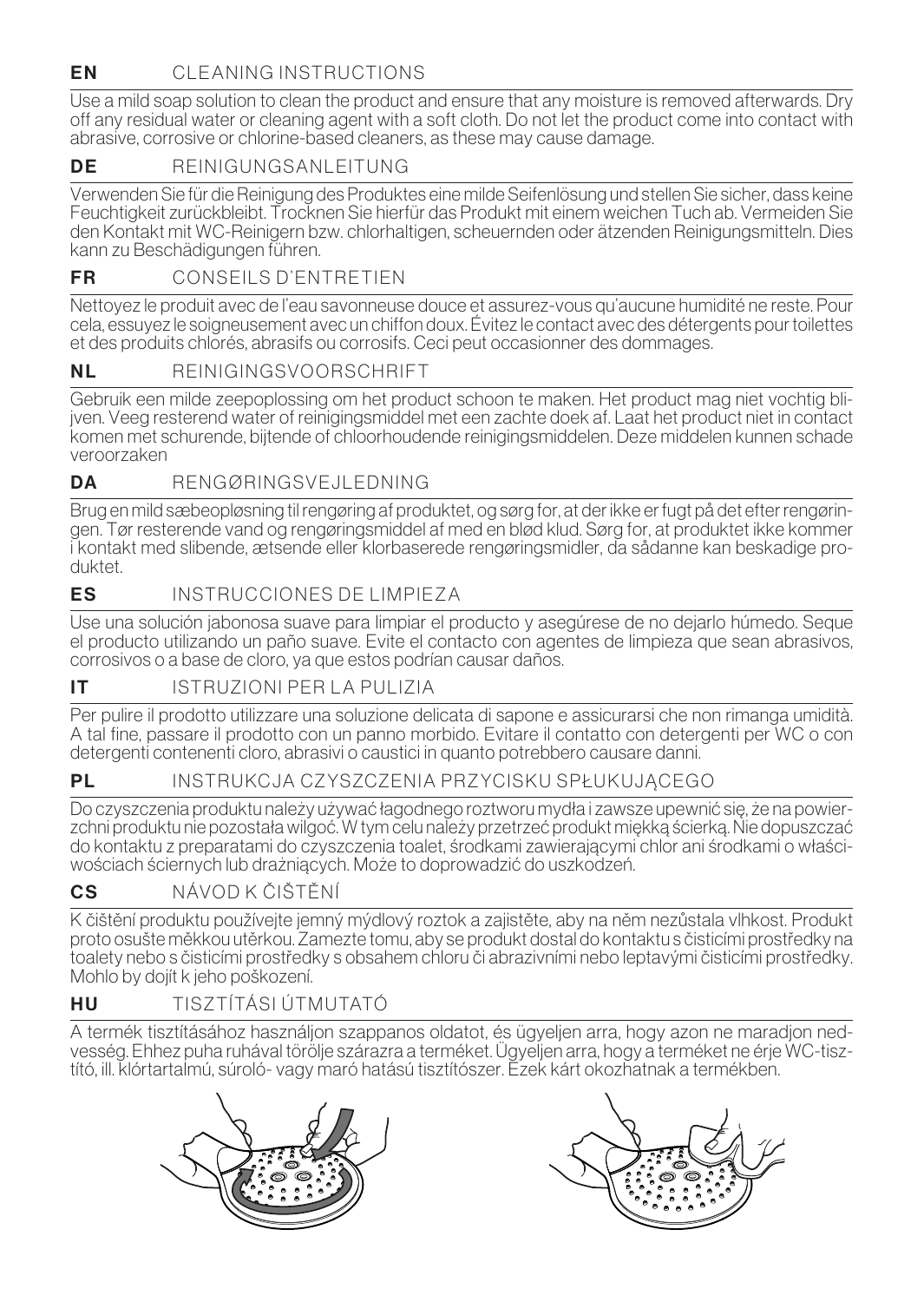## EN CLEANING INSTRUCTIONS

Use a mild soap solution to clean the product and ensure that any moisture is removed afterwards. Dry off any residual water or cleaning agent with a soft cloth. Do not let the product come into contact with abrasive, corrosive or chlorine-based cleaners, as these may cause damage.

## DE REINIGUNGSANLEITUNG

Verwenden Sie für die Reinigung des Produktes eine milde Seifenlösung und stellen Sie sicher, dass keine Feuchtigkeit zurückbleibt. Trocknen Sie hierfür das Produkt mit einem weichen Tuch ab. Vermeiden Sie den Kontakt mit WC-Reinigern bzw. chlorhaltigen, scheuernden oder ätzenden Reinigungsmitteln. Dies kann zu Beschädigungen führen.

## FR CONSEILS D'ENTRETIEN

Nettoyez le produit avec de l'eau savonneuse douce et assurez-vous qu'aucune humidité ne reste. Pour cela, essuyez le soigneusement avec un chiffon doux. Évitez le contact avec des détergents pour toilettes et des produits chlorés, abrasifs ou corrosifs. Ceci peut occasionner des dommages.

## NL REINIGINGSVOORSCHRIFT

Gebruik een milde zeepoplossing om het product schoon te maken. Het product mag niet vochtig blijven. Veeg resterend water of reinigingsmiddel met een zachte doek af. Laat het product niet in contact komen met schurende, bijtende of chloorhoudende reinigingsmiddelen. Deze middelen kunnen schade veroorzaken

## DA RENGØRINGSVEJLEDNING

Brug en mild sæbeopløsning til rengøring af produktet, og sørg for, at der ikke er fugt på det efter rengøringen. Tør resterende vand og rengøringsmiddel af med en blød klud. Sørg for, at produktet ikke kommer i kontakt med slibende, ætsende eller klorbaserede rengøringsmidler, da sådanne kan beskadige produktet.

## ES INSTRUCCIONES DE LIMPIEZA

Use una solución jabonosa suave para limpiar el producto y asegúrese de no dejarlo húmedo. Seque el producto utilizando un paño suave. Evite el contacto con agentes de limpieza que sean abrasivos, corrosivos o a base de cloro, ya que estos podrían causar daños.

## IT ISTRUZIONI PER LA PULIZIA

Per pulire il prodotto utilizzare una soluzione delicata di sapone e assicurarsi che non rimanga umidità. A tal fine, passare il prodotto con un panno morbido. Evitare il contatto con detergenti per WC o con detergenti contenenti cloro, abrasivi o caustici in quanto potrebbero causare danni.

## PL INSTRUKCJA CZYSZCZENIA PRZYCISKU SPŁUKUJĄCEGO

Do czyszczenia produktu należy używać łagodnego roztworu mydła i zawsze upewnić się, że na powierzchni produktu nie pozostała wilgoć. W tym celu należy przetrzeć produkt miękką ścierką. Nie dopuszczać do kontaktu z preparatami do czyszczenia toalet, środkami zawierającymi chlor ani środkami o właściwościach ściernych lub drażniących. Może to doprowadzić do uszkodzeń.

## CS NÁVOD K ČIŠTĚNÍ

K čištění produktu používejte jemný mýdlový roztok a zajistěte, aby na něm nezůstala vlhkost. Produkt proto osušte měkkou utěrkou. Zamezte tomu, aby se produkt dostal do kontaktu s čisticími prostředky na toalety nebo s čisticími prostředky s obsahem chloru či abrazivními nebo leptavými čisticími prostředky. Mohlo by dojít k jeho poškození.

## HU TISZTÍTÁSI ÚTMUTATÓ

A termék tisztításához használjon szappanos oldatot, és ügyeljen arra, hogy azon ne maradjon nedvesség. Ehhez puha ruhával törölje szárazra a terméket. Ügyeljen arra, hogy a terméket ne érje WC-tisztító, ill. klórtartalmú, súroló- vagy maró hatású tisztítószer. Ezek kárt okozhatnak a termékben.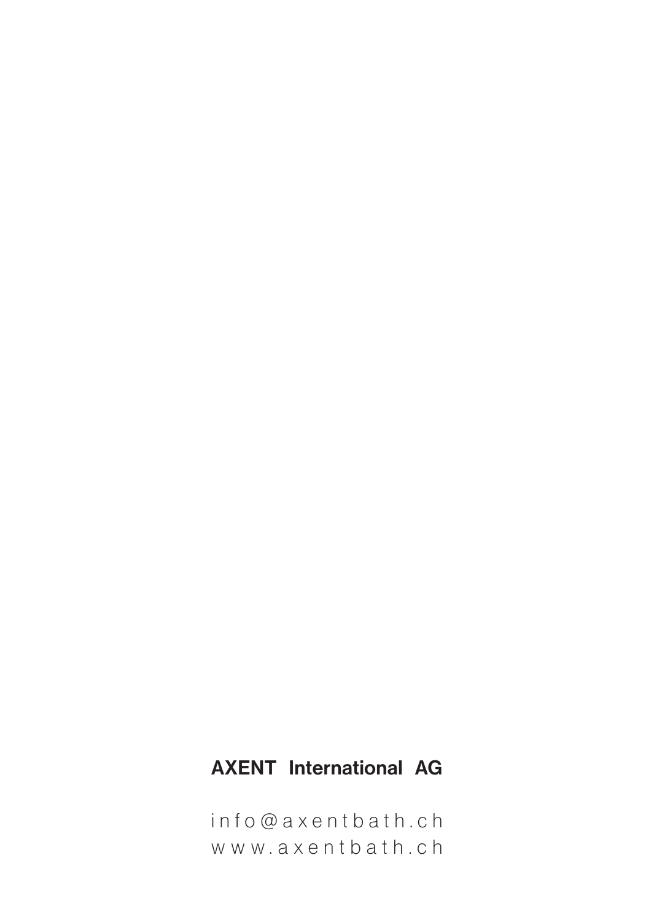**AXENT International AG**

info@axentbath.ch
www.axentbath.ch